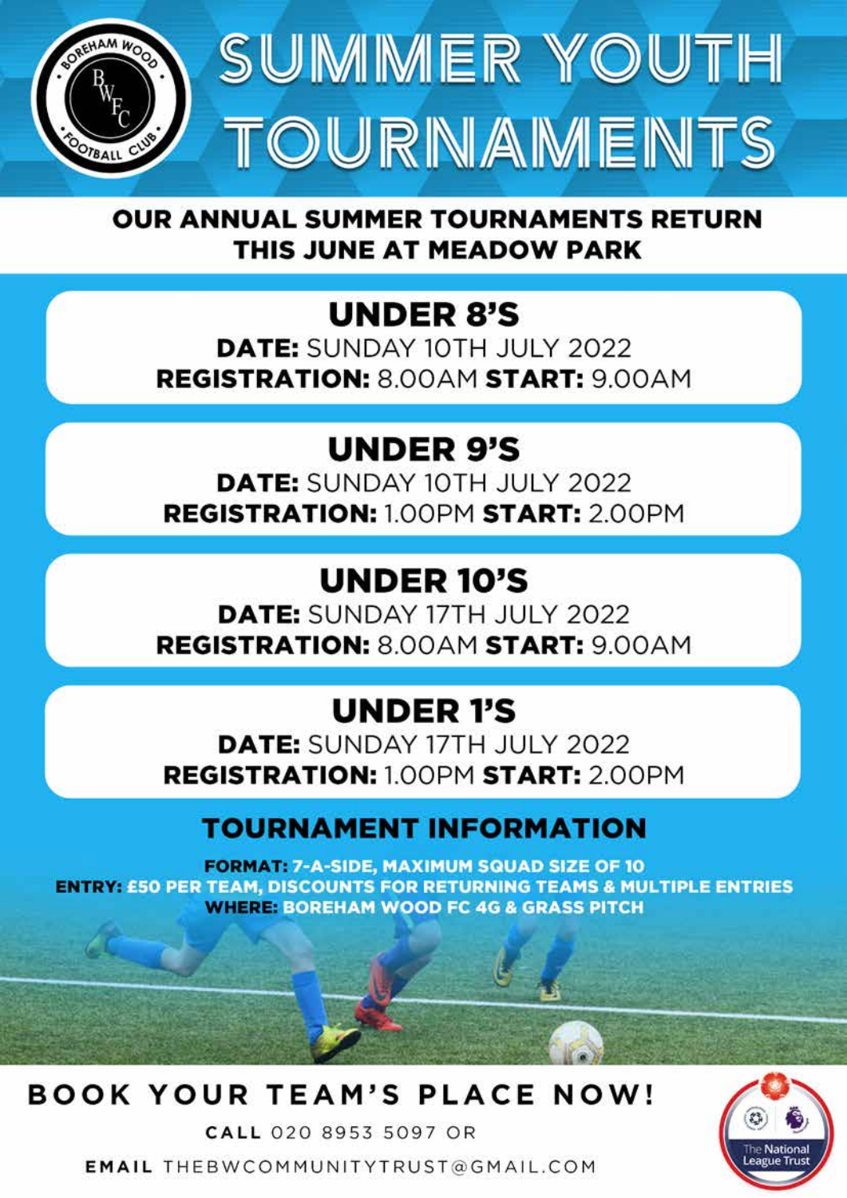# SUMMER YOUTH TOURNAMENTS

**OUR ANNUAL SUMMER TOURNAMENTS RETURN THIS JUNE AT MEADOW PARK**

## UNDER 8'S

**DATE:** SUNDAY 10TH JULY 2022

**REGISTRATION:** 8.00AM **START:** 9.00AM

## UNDER 9'S

**DATE:** SUNDAY 10TH JULY 2022

**REGISTRATION:** 1.00PM **START:** 2.00PM

## UNDER 10'S

**DATE:** SUNDAY 17TH JULY 2022

**REGISTRATION:** 8.00AM **START:** 9.00AM

## UNDER 1'S

**DATE:** SUNDAY 17TH JULY 2022

**REGISTRATION:** 1.00PM **START:** 2.00PM

## TOURNAMENT INFORMATION

**FORMAT:** 7-A-SIDE, MAXIMUM SQUAD SIZE OF 10

**ENTRY:** £50 PER TEAM, DISCOUNTS FOR RETURNING TEAMS & MULTIPLE ENTRIES

**WHERE:** BOREHAM WOOD FC 4G & GRASS PITCH

**BOOK YOUR TEAM'S PLACE NOW!**

**CALL** 020 8953 5097 OR

**EMAIL** THEBWCOMMUNITYTRUST@GMAIL.COM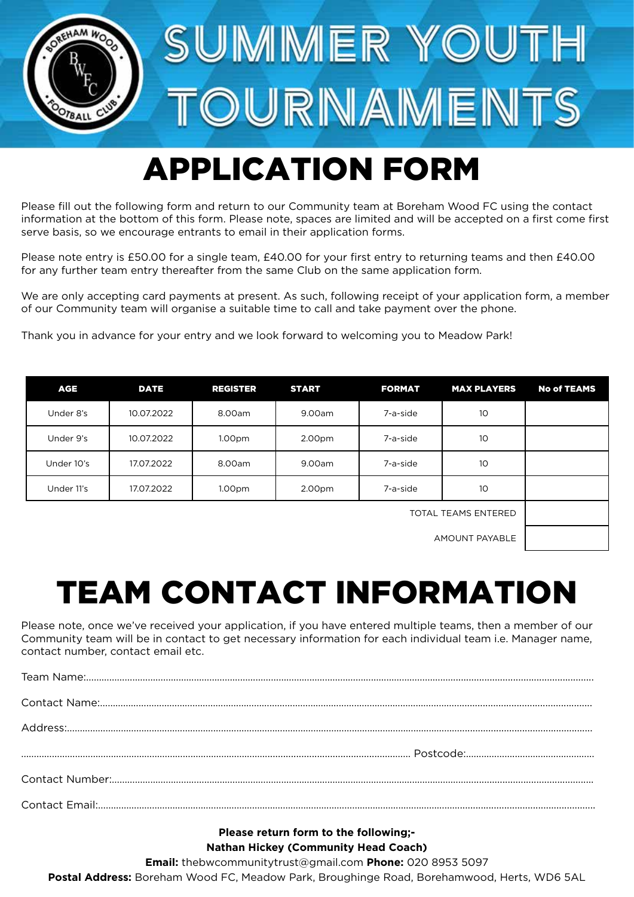# SUMMER YOUTH TOURNAMENTS

# APPLICATION FORM

Please fill out the following form and return to our Community team at Boreham Wood FC using the contact information at the bottom of this form. Please note, spaces are limited and will be accepted on a first come first serve basis, so we encourage entrants to email in their application forms.

Please note entry is £50.00 for a single team, £40.00 for your first entry to returning teams and then £40.00 for any further team entry thereafter from the same Club on the same application form.

We are only accepting card payments at present. As such, following receipt of your application form, a member of our Community team will organise a suitable time to call and take payment over the phone.

Thank you in advance for your entry and we look forward to welcoming you to Meadow Park!

| AGE | DATE | REGISTER | START | FORMAT | MAX PLAYERS | No of TEAMS |
|---|---|---|---|---|---|---|
| Under 8's | 10.07.2022 | 8.00am | 9.00am | 7-a-side | 10 | |
| Under 9's | 10.07.2022 | 1.00pm | 2.00pm | 7-a-side | 10 | |
| Under 10's | 17.07.2022 | 8.00am | 9.00am | 7-a-side | 10 | |
| Under 11's | 17.07.2022 | 1.00pm | 2.00pm | 7-a-side | 10 | |
| | | | | | TOTAL TEAMS ENTERED | |
| | | | | | AMOUNT PAYABLE | |

# TEAM CONTACT INFORMATION

Please note, once we've received your application, if you have entered multiple teams, then a member of our Community team will be in contact to get necessary information for each individual team i.e. Manager name, contact number, contact email etc.

Team Name:.......................................................................................................

Contact Name:.......................................................................................................

Address:.......................................................................................................

....................................................................................................... Postcode:..................................

Contact Number:.......................................................................................................

Contact Email:.......................................................................................................

**Please return form to the following;-**

**Nathan Hickey (Community Head Coach)**

**Email:** thebwcommunitytrust@gmail.com **Phone:** 020 8953 5097

**Postal Address:** Boreham Wood FC, Meadow Park, Broughinge Road, Borehamwood, Herts, WD6 5AL